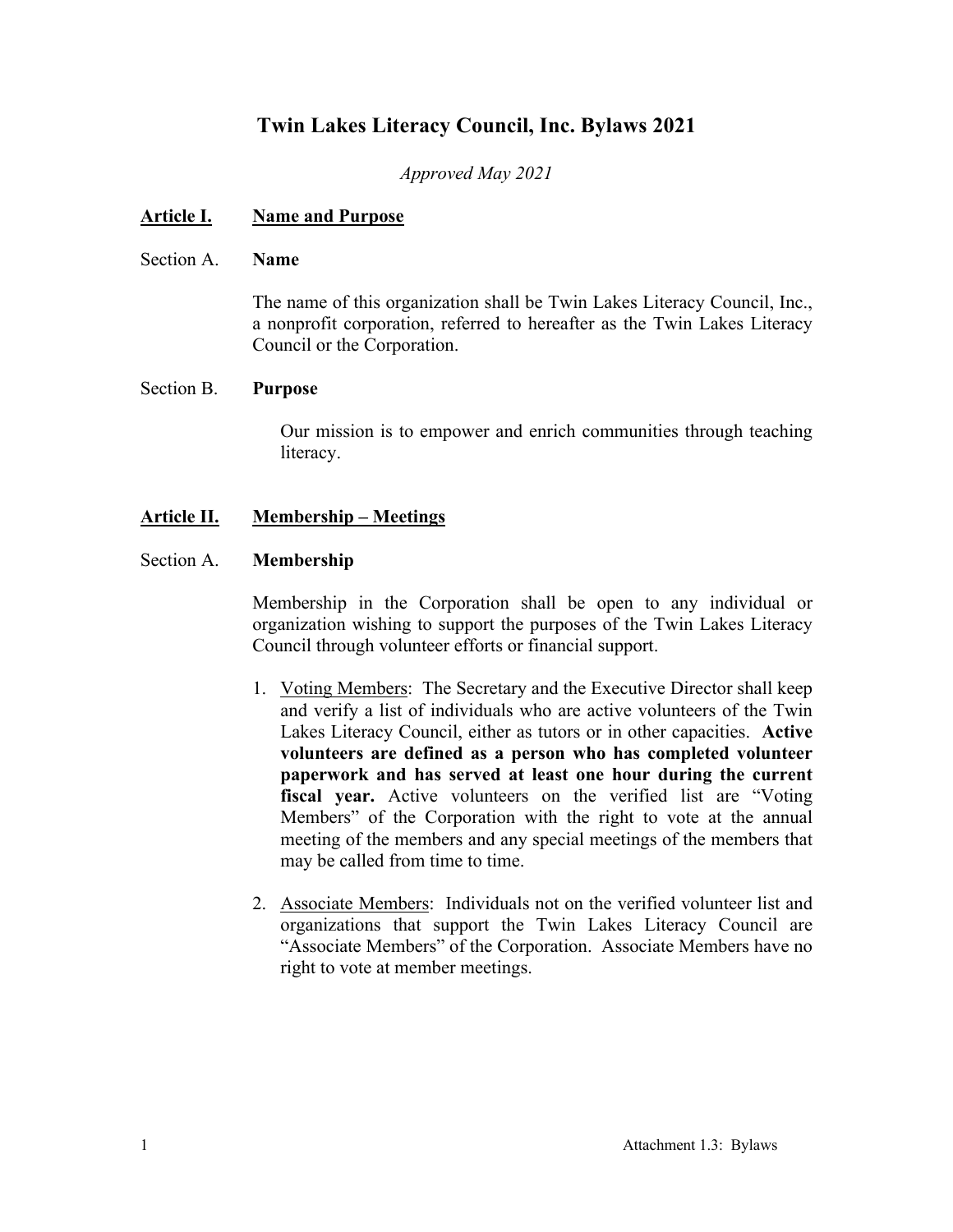# Twin Lakes Literacy Council, Inc. Bylaws 2021

*Approved May 2021*

## Article I. Name and Purpose

### Section A. Name

The name of this organization shall be Twin Lakes Literacy Council, Inc., a nonprofit corporation, referred to hereafter as the Twin Lakes Literacy Council or the Corporation.

### Section B. Purpose

Our mission is to empower and enrich communities through teaching literacy.

## Article II. Membership – Meetings

### Section A. Membership

Membership in the Corporation shall be open to any individual or organization wishing to support the purposes of the Twin Lakes Literacy Council through volunteer efforts or financial support.

1. Voting Members: The Secretary and the Executive Director shall keep and verify a list of individuals who are active volunteers of the Twin Lakes Literacy Council, either as tutors or in other capacities. **Active volunteers are defined as a person who has completed volunteer paperwork and has served at least one hour during the current fiscal year.** Active volunteers on the verified list are "Voting Members" of the Corporation with the right to vote at the annual meeting of the members and any special meetings of the members that may be called from time to time.

2. Associate Members: Individuals not on the verified volunteer list and organizations that support the Twin Lakes Literacy Council are "Associate Members" of the Corporation. Associate Members have no right to vote at member meetings.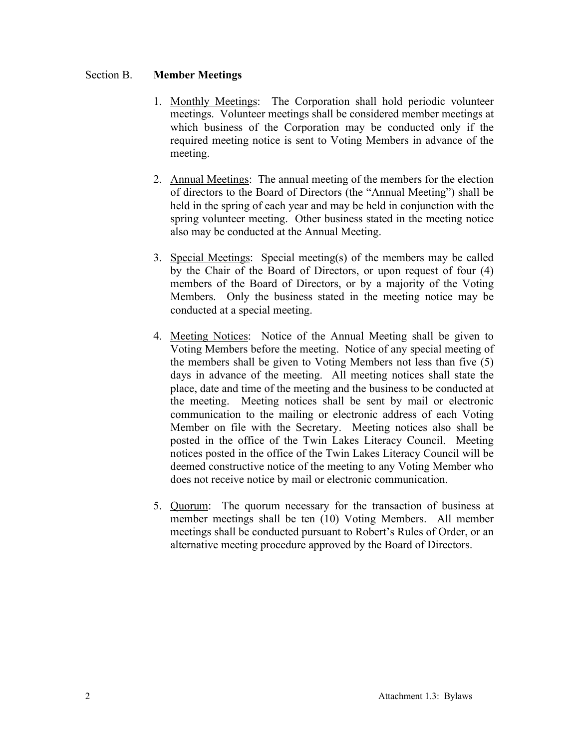Section B. **Member Meetings**

1. Monthly Meetings: The Corporation shall hold periodic volunteer meetings. Volunteer meetings shall be considered member meetings at which business of the Corporation may be conducted only if the required meeting notice is sent to Voting Members in advance of the meeting.

2. Annual Meetings: The annual meeting of the members for the election of directors to the Board of Directors (the "Annual Meeting") shall be held in the spring of each year and may be held in conjunction with the spring volunteer meeting. Other business stated in the meeting notice also may be conducted at the Annual Meeting.

3. Special Meetings: Special meeting(s) of the members may be called by the Chair of the Board of Directors, or upon request of four (4) members of the Board of Directors, or by a majority of the Voting Members. Only the business stated in the meeting notice may be conducted at a special meeting.

4. Meeting Notices: Notice of the Annual Meeting shall be given to Voting Members before the meeting. Notice of any special meeting of the members shall be given to Voting Members not less than five (5) days in advance of the meeting. All meeting notices shall state the place, date and time of the meeting and the business to be conducted at the meeting. Meeting notices shall be sent by mail or electronic communication to the mailing or electronic address of each Voting Member on file with the Secretary. Meeting notices also shall be posted in the office of the Twin Lakes Literacy Council. Meeting notices posted in the office of the Twin Lakes Literacy Council will be deemed constructive notice of the meeting to any Voting Member who does not receive notice by mail or electronic communication.

5. Quorum: The quorum necessary for the transaction of business at member meetings shall be ten (10) Voting Members. All member meetings shall be conducted pursuant to Robert's Rules of Order, or an alternative meeting procedure approved by the Board of Directors.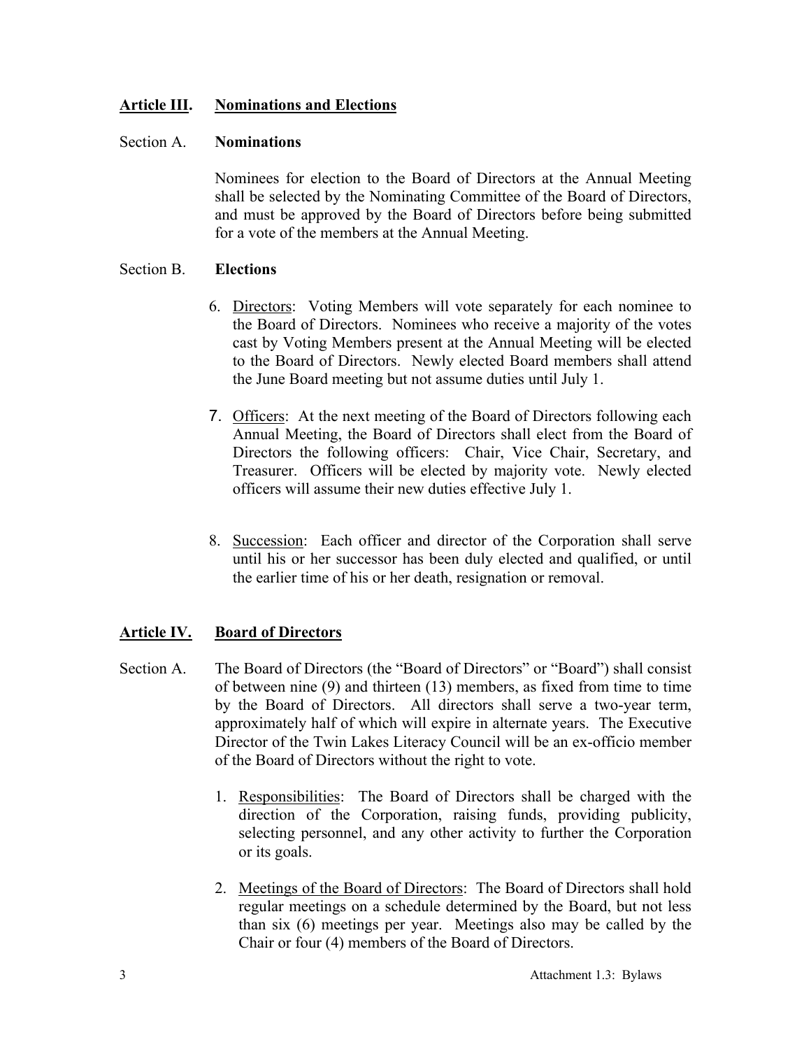## **Article III. Nominations and Elections**

Section A. **Nominations**

Nominees for election to the Board of Directors at the Annual Meeting shall be selected by the Nominating Committee of the Board of Directors, and must be approved by the Board of Directors before being submitted for a vote of the members at the Annual Meeting.

Section B. **Elections**

6. Directors: Voting Members will vote separately for each nominee to the Board of Directors. Nominees who receive a majority of the votes cast by Voting Members present at the Annual Meeting will be elected to the Board of Directors. Newly elected Board members shall attend the June Board meeting but not assume duties until July 1.

7. Officers: At the next meeting of the Board of Directors following each Annual Meeting, the Board of Directors shall elect from the Board of Directors the following officers: Chair, Vice Chair, Secretary, and Treasurer. Officers will be elected by majority vote. Newly elected officers will assume their new duties effective July 1.

8. Succession: Each officer and director of the Corporation shall serve until his or her successor has been duly elected and qualified, or until the earlier time of his or her death, resignation or removal.

## **Article IV. Board of Directors**

Section A. The Board of Directors (the "Board of Directors" or "Board") shall consist of between nine (9) and thirteen (13) members, as fixed from time to time by the Board of Directors. All directors shall serve a two-year term, approximately half of which will expire in alternate years. The Executive Director of the Twin Lakes Literacy Council will be an ex-officio member of the Board of Directors without the right to vote.

1. Responsibilities: The Board of Directors shall be charged with the direction of the Corporation, raising funds, providing publicity, selecting personnel, and any other activity to further the Corporation or its goals.

2. Meetings of the Board of Directors: The Board of Directors shall hold regular meetings on a schedule determined by the Board, but not less than six (6) meetings per year. Meetings also may be called by the Chair or four (4) members of the Board of Directors.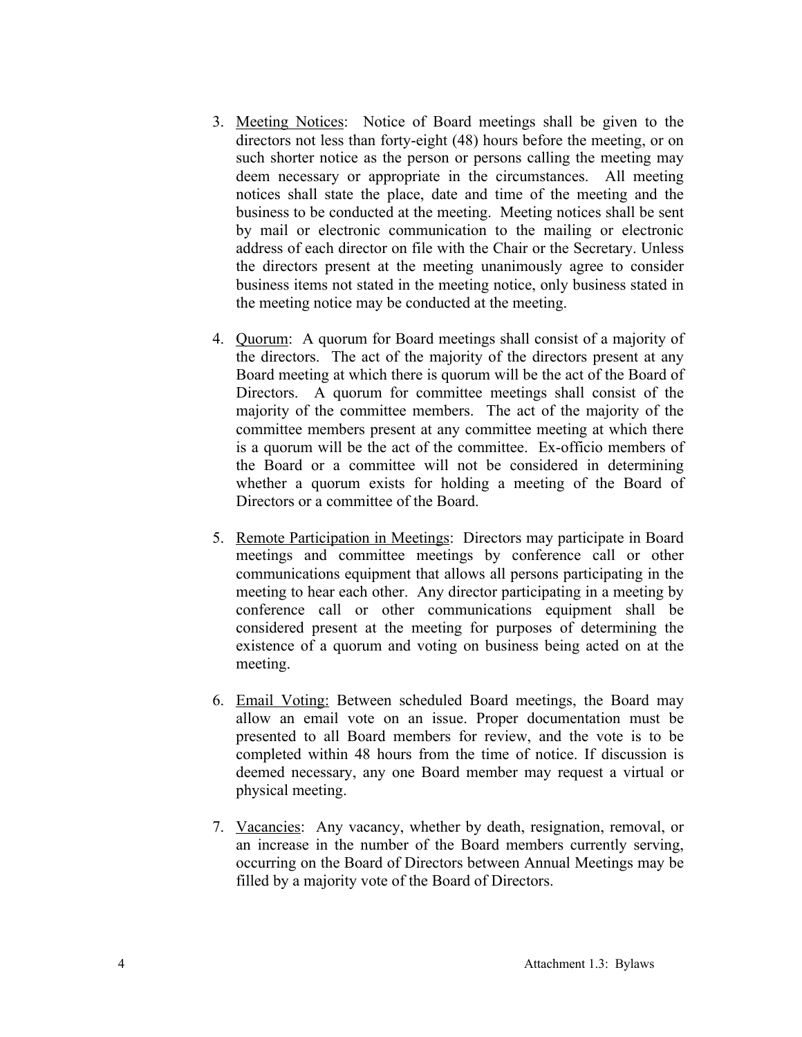3. <u>Meeting Notices</u>: Notice of Board meetings shall be given to the directors not less than forty-eight (48) hours before the meeting, or on such shorter notice as the person or persons calling the meeting may deem necessary or appropriate in the circumstances. All meeting notices shall state the place, date and time of the meeting and the business to be conducted at the meeting. Meeting notices shall be sent by mail or electronic communication to the mailing or electronic address of each director on file with the Chair or the Secretary. Unless the directors present at the meeting unanimously agree to consider business items not stated in the meeting notice, only business stated in the meeting notice may be conducted at the meeting.

4. <u>Quorum</u>: A quorum for Board meetings shall consist of a majority of the directors. The act of the majority of the directors present at any Board meeting at which there is quorum will be the act of the Board of Directors. A quorum for committee meetings shall consist of the majority of the committee members. The act of the majority of the committee members present at any committee meeting at which there is a quorum will be the act of the committee. Ex-officio members of the Board or a committee will not be considered in determining whether a quorum exists for holding a meeting of the Board of Directors or a committee of the Board.

5. <u>Remote Participation in Meetings</u>: Directors may participate in Board meetings and committee meetings by conference call or other communications equipment that allows all persons participating in the meeting to hear each other. Any director participating in a meeting by conference call or other communications equipment shall be considered present at the meeting for purposes of determining the existence of a quorum and voting on business being acted on at the meeting.

6. <u>Email Voting:</u> Between scheduled Board meetings, the Board may allow an email vote on an issue. Proper documentation must be presented to all Board members for review, and the vote is to be completed within 48 hours from the time of notice. If discussion is deemed necessary, any one Board member may request a virtual or physical meeting.

7. <u>Vacancies</u>: Any vacancy, whether by death, resignation, removal, or an increase in the number of the Board members currently serving, occurring on the Board of Directors between Annual Meetings may be filled by a majority vote of the Board of Directors.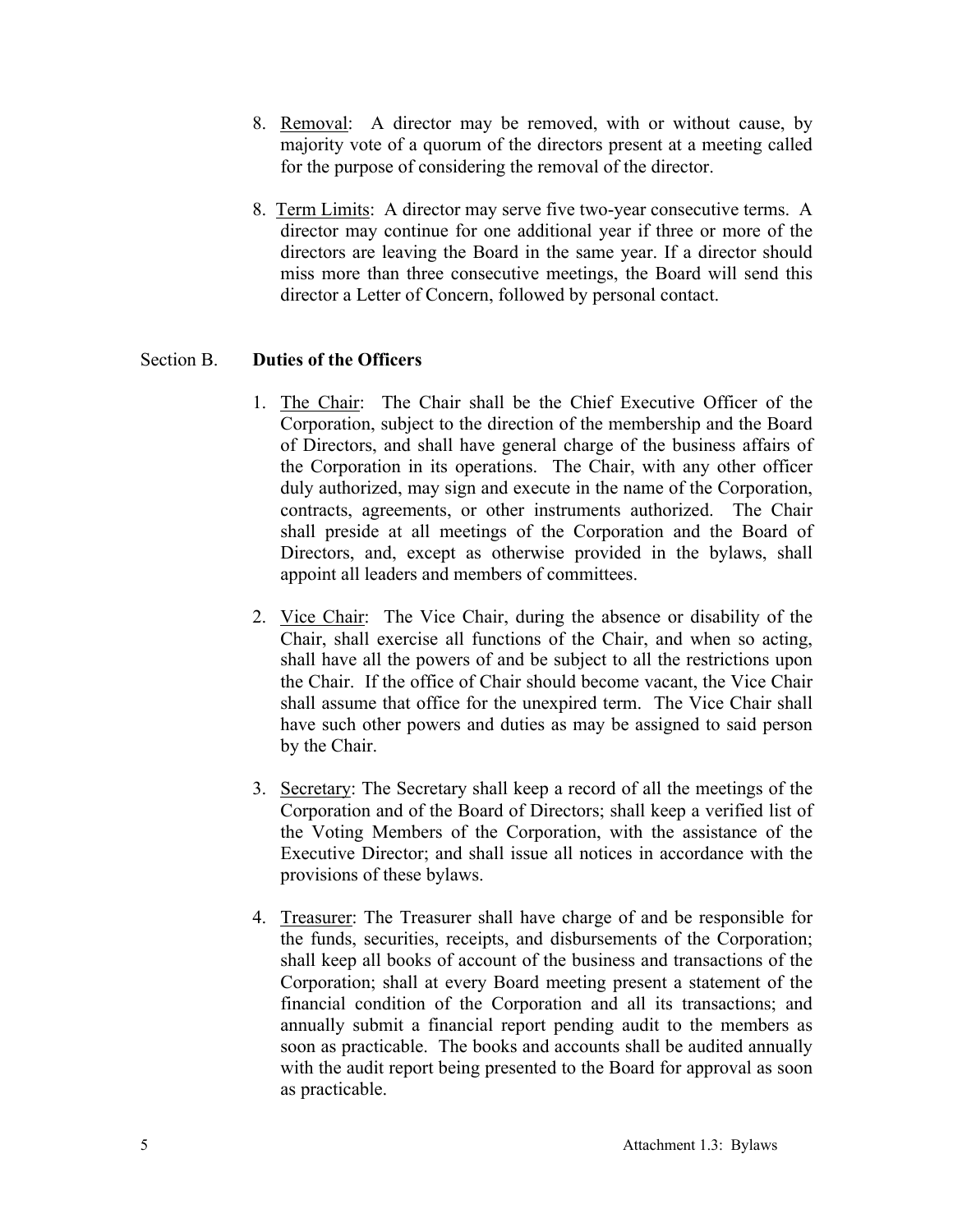8. <u>Removal</u>: A director may be removed, with or without cause, by majority vote of a quorum of the directors present at a meeting called for the purpose of considering the removal of the director.

8. <u>Term Limits</u>: A director may serve five two-year consecutive terms. A director may continue for one additional year if three or more of the directors are leaving the Board in the same year. If a director should miss more than three consecutive meetings, the Board will send this director a Letter of Concern, followed by personal contact.

Section B. **Duties of the Officers**

1. <u>The Chair</u>: The Chair shall be the Chief Executive Officer of the Corporation, subject to the direction of the membership and the Board of Directors, and shall have general charge of the business affairs of the Corporation in its operations. The Chair, with any other officer duly authorized, may sign and execute in the name of the Corporation, contracts, agreements, or other instruments authorized. The Chair shall preside at all meetings of the Corporation and the Board of Directors, and, except as otherwise provided in the bylaws, shall appoint all leaders and members of committees.

2. <u>Vice Chair</u>: The Vice Chair, during the absence or disability of the Chair, shall exercise all functions of the Chair, and when so acting, shall have all the powers of and be subject to all the restrictions upon the Chair. If the office of Chair should become vacant, the Vice Chair shall assume that office for the unexpired term. The Vice Chair shall have such other powers and duties as may be assigned to said person by the Chair.

3. <u>Secretary</u>: The Secretary shall keep a record of all the meetings of the Corporation and of the Board of Directors; shall keep a verified list of the Voting Members of the Corporation, with the assistance of the Executive Director; and shall issue all notices in accordance with the provisions of these bylaws.

4. <u>Treasurer</u>: The Treasurer shall have charge of and be responsible for the funds, securities, receipts, and disbursements of the Corporation; shall keep all books of account of the business and transactions of the Corporation; shall at every Board meeting present a statement of the financial condition of the Corporation and all its transactions; and annually submit a financial report pending audit to the members as soon as practicable. The books and accounts shall be audited annually with the audit report being presented to the Board for approval as soon as practicable.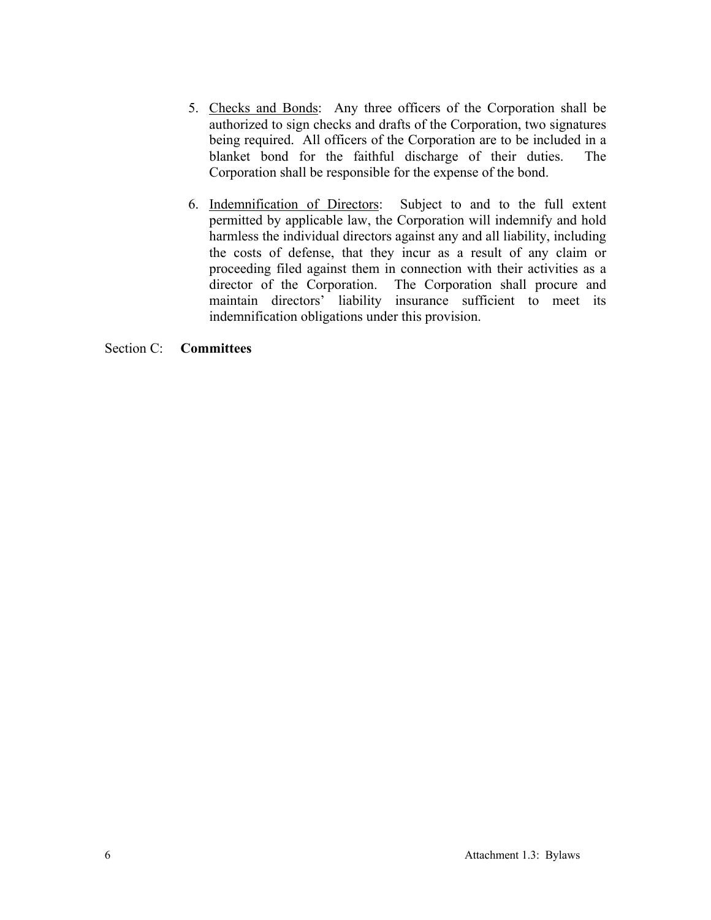5. <u>Checks and Bonds</u>: Any three officers of the Corporation shall be authorized to sign checks and drafts of the Corporation, two signatures being required. All officers of the Corporation are to be included in a blanket bond for the faithful discharge of their duties. The Corporation shall be responsible for the expense of the bond.

6. <u>Indemnification of Directors</u>: Subject to and to the full extent permitted by applicable law, the Corporation will indemnify and hold harmless the individual directors against any and all liability, including the costs of defense, that they incur as a result of any claim or proceeding filed against them in connection with their activities as a director of the Corporation. The Corporation shall procure and maintain directors' liability insurance sufficient to meet its indemnification obligations under this provision.

Section C: **Committees**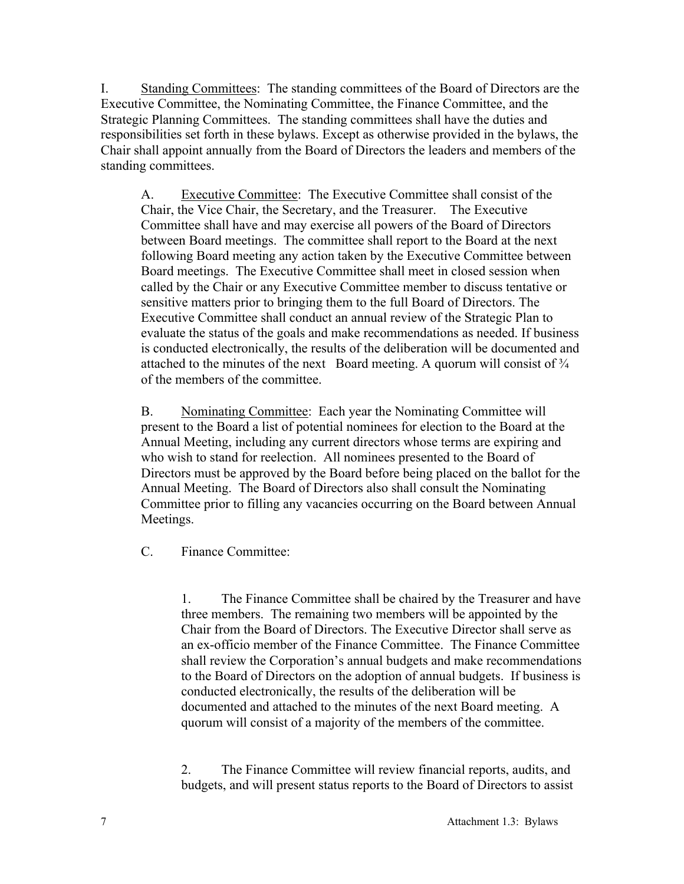I. <u>Standing Committees</u>: The standing committees of the Board of Directors are the Executive Committee, the Nominating Committee, the Finance Committee, and the Strategic Planning Committees. The standing committees shall have the duties and responsibilities set forth in these bylaws. Except as otherwise provided in the bylaws, the Chair shall appoint annually from the Board of Directors the leaders and members of the standing committees.

> A. <u>Executive Committee</u>: The Executive Committee shall consist of the Chair, the Vice Chair, the Secretary, and the Treasurer. The Executive Committee shall have and may exercise all powers of the Board of Directors between Board meetings. The committee shall report to the Board at the next following Board meeting any action taken by the Executive Committee between Board meetings. The Executive Committee shall meet in closed session when called by the Chair or any Executive Committee member to discuss tentative or sensitive matters prior to bringing them to the full Board of Directors. The Executive Committee shall conduct an annual review of the Strategic Plan to evaluate the status of the goals and make recommendations as needed. If business is conducted electronically, the results of the deliberation will be documented and attached to the minutes of the next Board meeting. A quorum will consist of ¾ of the members of the committee.
>
> B. <u>Nominating Committee</u>: Each year the Nominating Committee will present to the Board a list of potential nominees for election to the Board at the Annual Meeting, including any current directors whose terms are expiring and who wish to stand for reelection. All nominees presented to the Board of Directors must be approved by the Board before being placed on the ballot for the Annual Meeting. The Board of Directors also shall consult the Nominating Committee prior to filling any vacancies occurring on the Board between Annual Meetings.
>
> C. Finance Committee:
>
> > 1. The Finance Committee shall be chaired by the Treasurer and have three members. The remaining two members will be appointed by the Chair from the Board of Directors. The Executive Director shall serve as an ex-officio member of the Finance Committee. The Finance Committee shall review the Corporation's annual budgets and make recommendations to the Board of Directors on the adoption of annual budgets. If business is conducted electronically, the results of the deliberation will be documented and attached to the minutes of the next Board meeting. A quorum will consist of a majority of the members of the committee.
> >
> > 2. The Finance Committee will review financial reports, audits, and budgets, and will present status reports to the Board of Directors to assist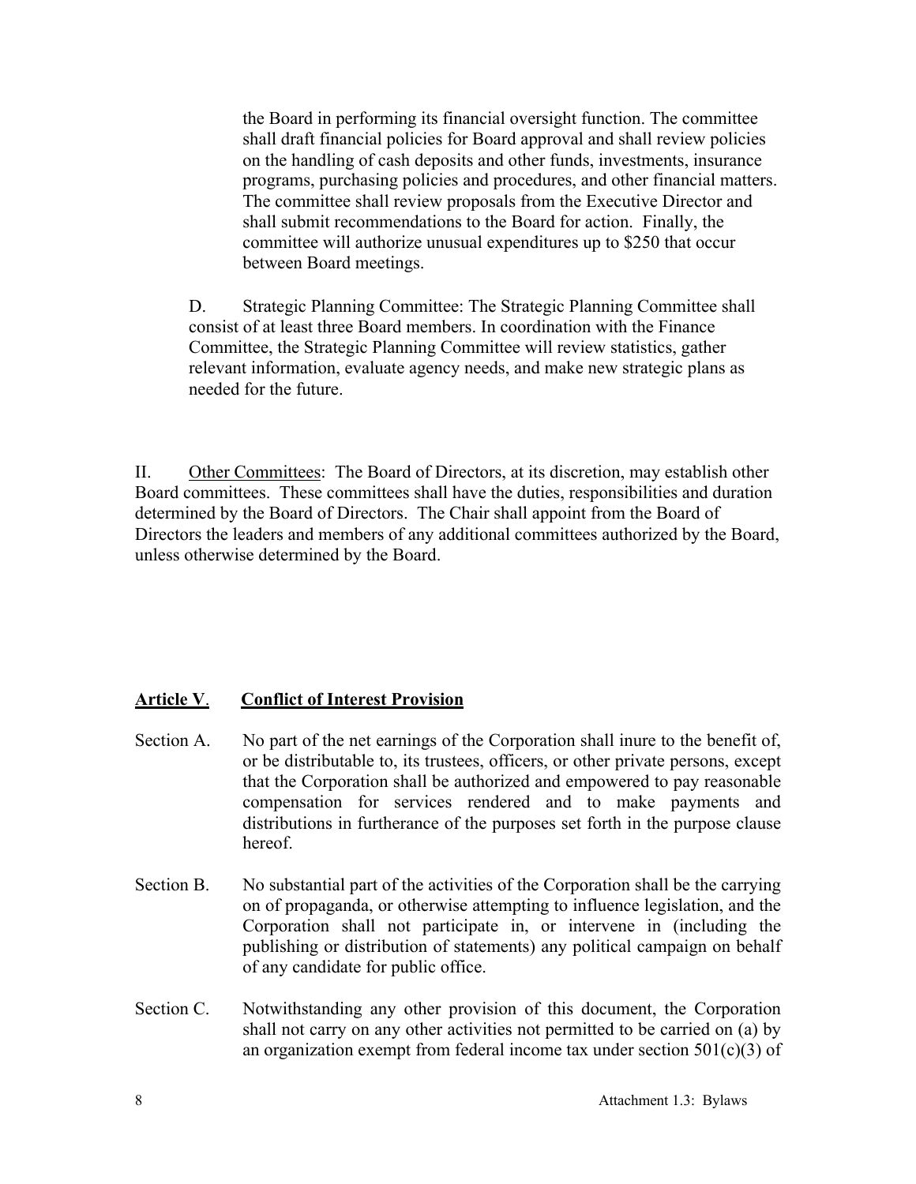the Board in performing its financial oversight function. The committee shall draft financial policies for Board approval and shall review policies on the handling of cash deposits and other funds, investments, insurance programs, purchasing policies and procedures, and other financial matters. The committee shall review proposals from the Executive Director and shall submit recommendations to the Board for action. Finally, the committee will authorize unusual expenditures up to $250 that occur between Board meetings.

D. Strategic Planning Committee: The Strategic Planning Committee shall consist of at least three Board members. In coordination with the Finance Committee, the Strategic Planning Committee will review statistics, gather relevant information, evaluate agency needs, and make new strategic plans as needed for the future.

II. Other Committees: The Board of Directors, at its discretion, may establish other Board committees. These committees shall have the duties, responsibilities and duration determined by the Board of Directors. The Chair shall appoint from the Board of Directors the leaders and members of any additional committees authorized by the Board, unless otherwise determined by the Board.

## **Article V. Conflict of Interest Provision**

Section A. No part of the net earnings of the Corporation shall inure to the benefit of, or be distributable to, its trustees, officers, or other private persons, except that the Corporation shall be authorized and empowered to pay reasonable compensation for services rendered and to make payments and distributions in furtherance of the purposes set forth in the purpose clause hereof.

Section B. No substantial part of the activities of the Corporation shall be the carrying on of propaganda, or otherwise attempting to influence legislation, and the Corporation shall not participate in, or intervene in (including the publishing or distribution of statements) any political campaign on behalf of any candidate for public office.

Section C. Notwithstanding any other provision of this document, the Corporation shall not carry on any other activities not permitted to be carried on (a) by an organization exempt from federal income tax under section 501(c)(3) of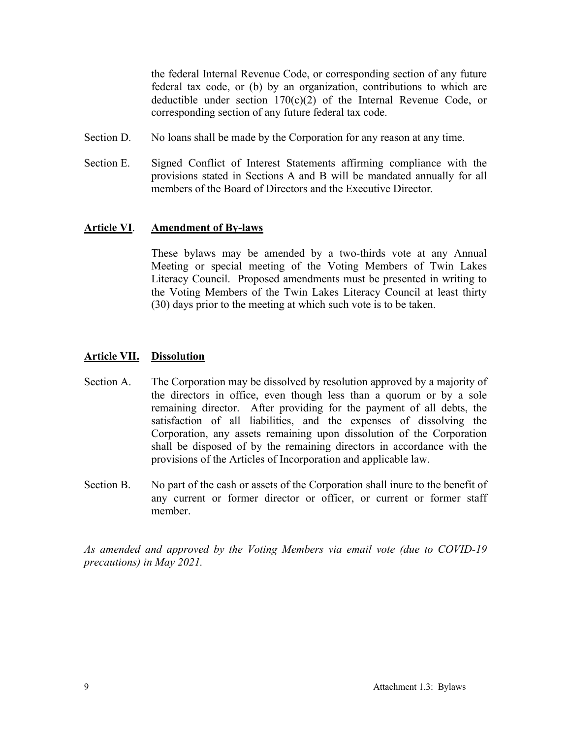the federal Internal Revenue Code, or corresponding section of any future federal tax code, or (b) by an organization, contributions to which are deductible under section 170(c)(2) of the Internal Revenue Code, or corresponding section of any future federal tax code.

Section D. No loans shall be made by the Corporation for any reason at any time.

Section E. Signed Conflict of Interest Statements affirming compliance with the provisions stated in Sections A and B will be mandated annually for all members of the Board of Directors and the Executive Director.

## **<u>Article VI</u>. <u>Amendment of By-laws</u>**

These bylaws may be amended by a two-thirds vote at any Annual Meeting or special meeting of the Voting Members of Twin Lakes Literacy Council. Proposed amendments must be presented in writing to the Voting Members of the Twin Lakes Literacy Council at least thirty (30) days prior to the meeting at which such vote is to be taken.

## **<u>Article VII.</u> <u>Dissolution</u>**

Section A. The Corporation may be dissolved by resolution approved by a majority of the directors in office, even though less than a quorum or by a sole remaining director. After providing for the payment of all debts, the satisfaction of all liabilities, and the expenses of dissolving the Corporation, any assets remaining upon dissolution of the Corporation shall be disposed of by the remaining directors in accordance with the provisions of the Articles of Incorporation and applicable law.

Section B. No part of the cash or assets of the Corporation shall inure to the benefit of any current or former director or officer, or current or former staff member.

*As amended and approved by the Voting Members via email vote (due to COVID-19 precautions) in May 2021.*

Attachment 1.3: Bylaws